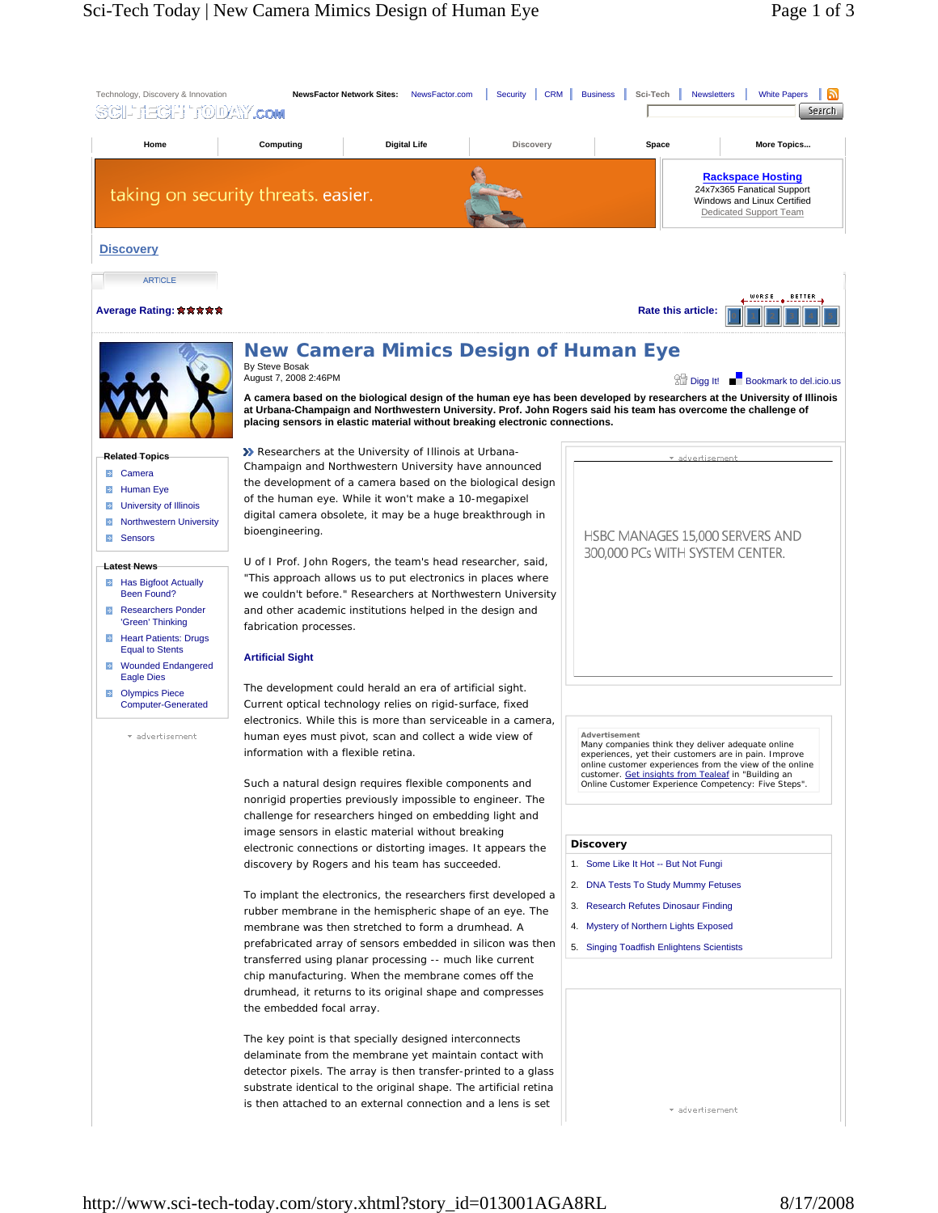# New Camera Mimics Design of Human Eye

By Steve Bosak
August 7, 2008 2:46PM

**A camera based on the biological design of the human eye has been developed by researchers at the University of Illinois at Urbana-Champaign and Northwestern University. Prof. John Rogers said his team has overcome the challenge of placing sensors in elastic material without breaking electronic connections.**

Researchers at the University of Illinois at Urbana-Champaign and Northwestern University have announced the development of a camera based on the biological design of the human eye. While it won't make a 10-megapixel digital camera obsolete, it may be a huge breakthrough in bioengineering.

U of I Prof. John Rogers, the team's head researcher, said, "This approach allows us to put electronics in places where we couldn't before." Researchers at Northwestern University and other academic institutions helped in the design and fabrication processes.

## Artificial Sight

The development could herald an era of artificial sight. Current optical technology relies on rigid-surface, fixed electronics. While this is more than serviceable in a camera, human eyes must pivot, scan and collect a wide view of information with a flexible retina.

Such a natural design requires flexible components and nonrigid properties previously impossible to engineer. The challenge for researchers hinged on embedding light and image sensors in elastic material without breaking electronic connections or distorting images. It appears the discovery by Rogers and his team has succeeded.

To implant the electronics, the researchers first developed a rubber membrane in the hemispheric shape of an eye. The membrane was then stretched to form a drumhead. A prefabricated array of sensors embedded in silicon was then transferred using planar processing -- much like current chip manufacturing. When the membrane comes off the drumhead, it returns to its original shape and compresses the embedded focal array.

The key point is that specially designed interconnects delaminate from the membrane yet maintain contact with detector pixels. The array is then transfer-printed to a glass substrate identical to the original shape. The artificial retina is then attached to an external connection and a lens is set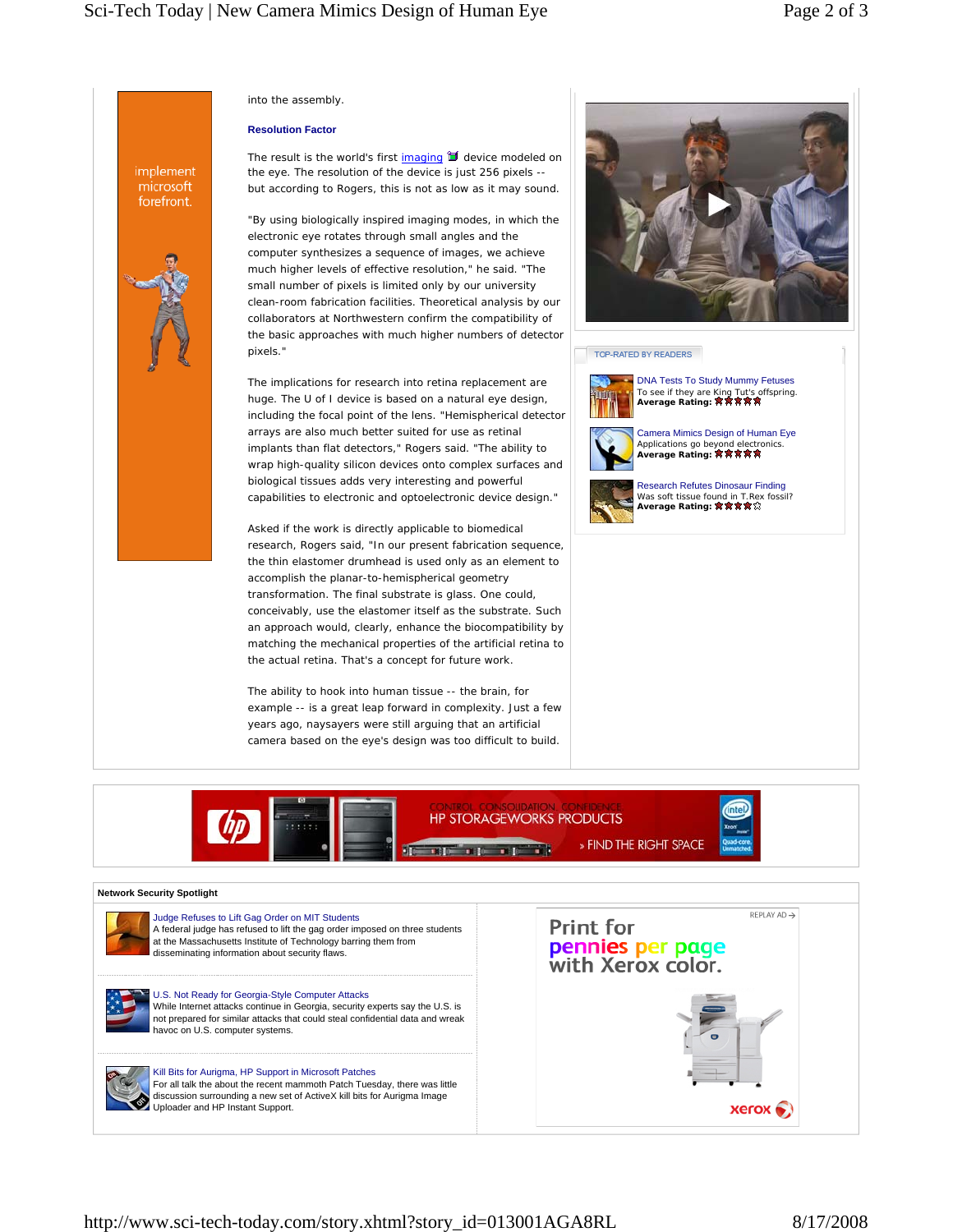into the assembly.

### Resolution Factor

The result is the world's first imaging device modeled on the eye. The resolution of the device is just 256 pixels -- but according to Rogers, this is not as low as it may sound.

"By using biologically inspired imaging modes, in which the electronic eye rotates through small angles and the computer synthesizes a sequence of images, we achieve much higher levels of effective resolution," he said. "The small number of pixels is limited only by our university clean-room fabrication facilities. Theoretical analysis by our collaborators at Northwestern confirm the compatibility of the basic approaches with much higher numbers of detector pixels."

The implications for research into retina replacement are huge. The U of I device is based on a natural eye design, including the focal point of the lens. "Hemispherical detector arrays are also much better suited for use as retinal implants than flat detectors," Rogers said. "The ability to wrap high-quality silicon devices onto complex surfaces and biological tissues adds very interesting and powerful capabilities to electronic and optoelectronic device design."

Asked if the work is directly applicable to biomedical research, Rogers said, "In our present fabrication sequence, the thin elastomer drumhead is used only as an element to accomplish the planar-to-hemispherical geometry transformation. The final substrate is glass. One could, conceivably, use the elastomer itself as the substrate. Such an approach would, clearly, enhance the biocompatibility by matching the mechanical properties of the artificial retina to the actual retina. That's a concept for future work.

The ability to hook into human tissue -- the brain, for example -- is a great leap forward in complexity. Just a few years ago, naysayers were still arguing that an artificial camera based on the eye's design was too difficult to build.

**TOP-RATED BY READERS**

- DNA Tests To Study Mummy Fetuses
  To see if they are King Tut's offspring.
  **Average Rating:** ★★★★★
- Camera Mimics Design of Human Eye
  Applications go beyond electronics.
  **Average Rating:** ★★★★★
- Research Refutes Dinosaur Finding
  Was soft tissue found in T.Rex fossil?
  **Average Rating:** ★★★★☆

**Network Security Spotlight**

- Judge Refuses to Lift Gag Order on MIT Students
  A federal judge has refused to lift the gag order imposed on three students at the Massachusetts Institute of Technology barring them from disseminating information about security flaws.
- U.S. Not Ready for Georgia-Style Computer Attacks
  While Internet attacks continue in Georgia, security experts say the U.S. is not prepared for similar attacks that could steal confidential data and wreak havoc on U.S. computer systems.
- Kill Bits for Aurigma, HP Support in Microsoft Patches
  For all talk the recent mammoth Patch Tuesday, there was little discussion surrounding a new set of ActiveX kill bits for Aurigma Image Uploader and HP Instant Support.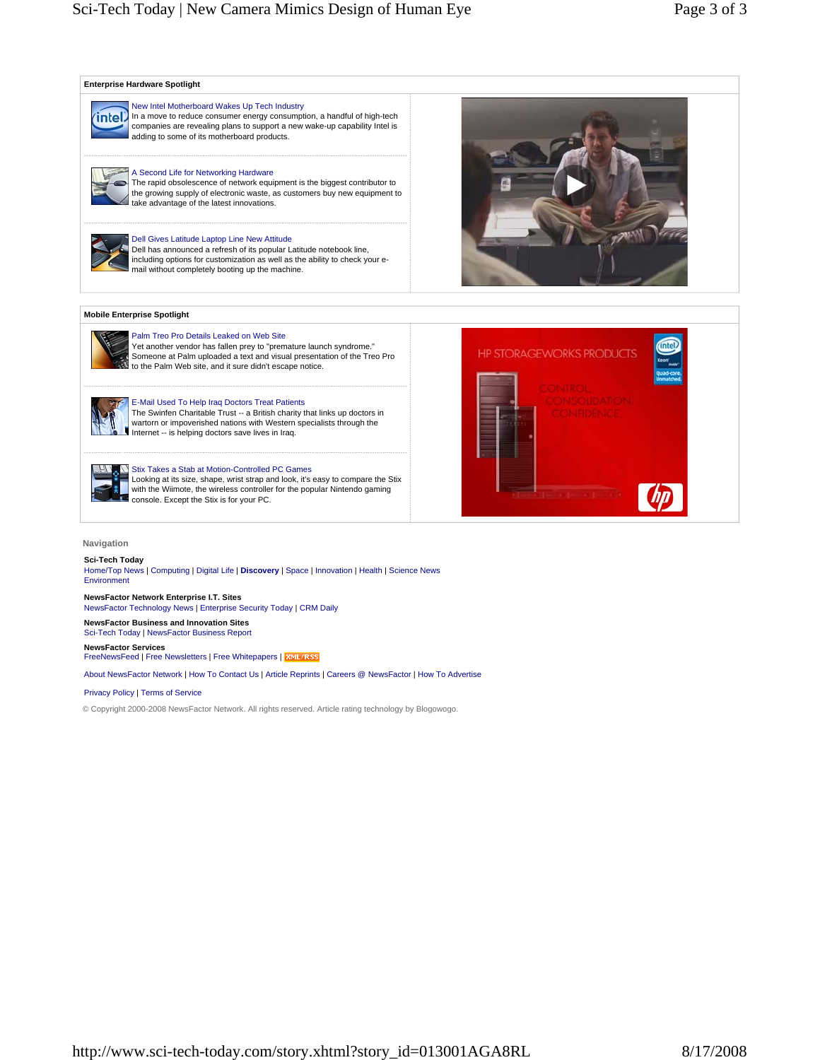**Enterprise Hardware Spotlight**

New Intel Motherboard Wakes Up Tech Industry
In a move to reduce consumer energy consumption, a handful of high-tech companies are revealing plans to support a new wake-up capability Intel is adding to some of its motherboard products.

A Second Life for Networking Hardware
The rapid obsolescence of network equipment is the biggest contributor to the growing supply of electronic waste, as customers buy new equipment to take advantage of the latest innovations.

Dell Gives Latitude Laptop Line New Attitude
Dell has announced a refresh of its popular Latitude notebook line, including options for customization as well as the ability to check your e-mail without completely booting up the machine.

**Mobile Enterprise Spotlight**

Palm Treo Pro Details Leaked on Web Site
Yet another vendor has fallen prey to "premature launch syndrome." Someone at Palm uploaded a text and visual presentation of the Treo Pro to the Palm Web site, and it sure didn't escape notice.

E-Mail Used To Help Iraq Doctors Treat Patients
The Swinfen Charitable Trust -- a British charity that links up doctors in wartorn or impoverished nations with Western specialists through the Internet -- is helping doctors save lives in Iraq.

Stix Takes a Stab at Motion-Controlled PC Games
Looking at its size, shape, wrist strap and look, it's easy to compare the Stix with the Wiimote, the wireless controller for the popular Nintendo gaming console. Except the Stix is for your PC.

HP STORAGEWORKS PRODUCTS
CONTROL. CONSOLIDATION. CONFIDENCE.

Navigation

**Sci-Tech Today**
Home/Top News | Computing | Digital Life | **Discovery** | Space | Innovation | Health | Science News
Environment

**NewsFactor Network Enterprise I.T. Sites**
NewsFactor Technology News | Enterprise Security Today | CRM Daily

**NewsFactor Business and Innovation Sites**
Sci-Tech Today | NewsFactor Business Report

**NewsFactor Services**
FreeNewsFeed | Free Newsletters | Free Whitepapers | XML/RSS

About NewsFactor Network | How To Contact Us | Article Reprints | Careers @ NewsFactor | How To Advertise

Privacy Policy | Terms of Service

© Copyright 2000-2008 NewsFactor Network. All rights reserved. Article rating technology by Blogowogo.